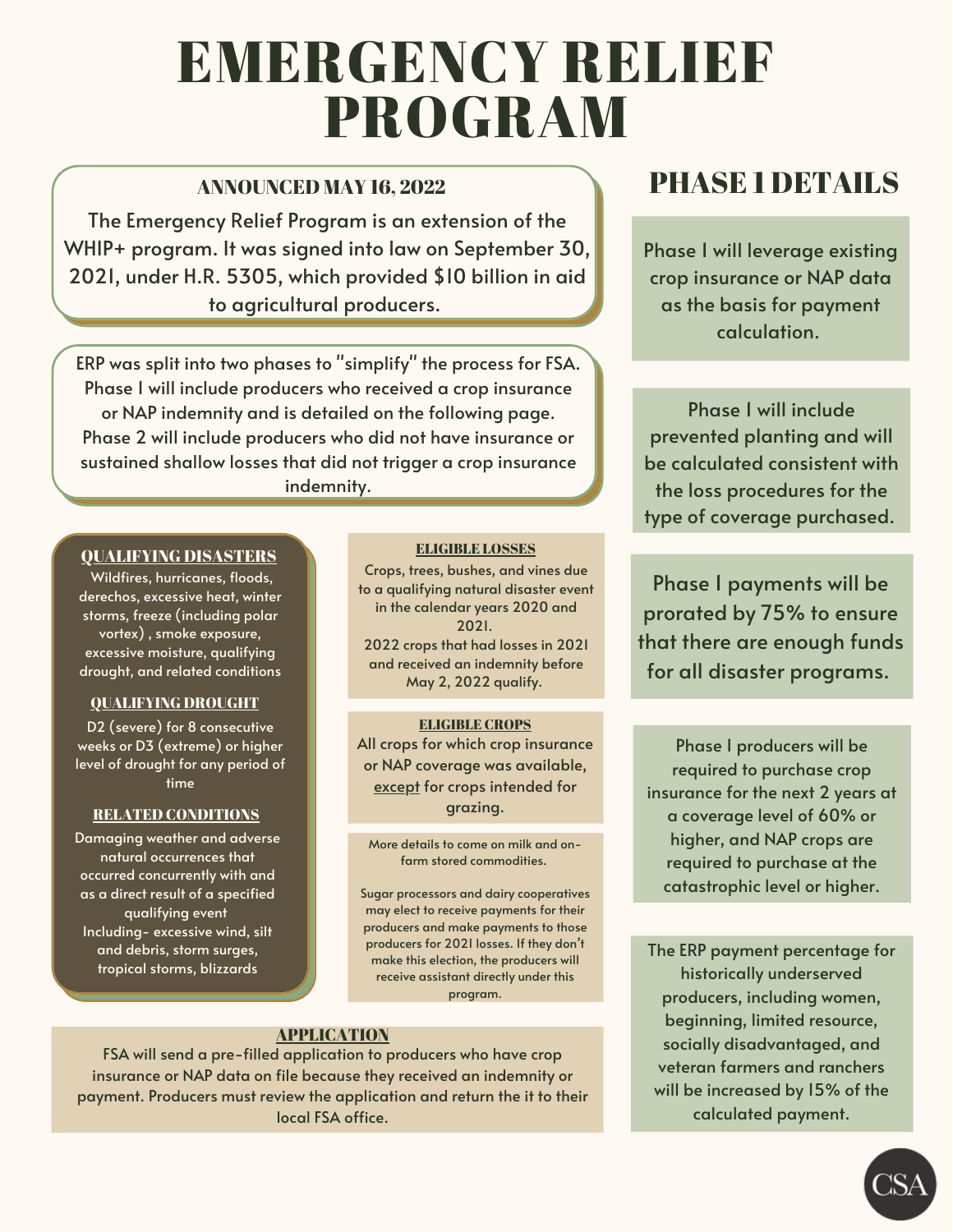# EMERGENCY RELIEF PROGRAM

### ANNOUNCED MAY 16, 2022

The Emergency Relief Program is an extension of the WHIP+ program. It was signed into law on September 30, 2021, under H.R. 5305, which provided $10 billion in aid to agricultural producers.

ERP was split into two phases to "simplify" the process for FSA. Phase I will include producers who received a crop insurance or NAP indemnity and is detailed on the following page. Phase 2 will include producers who did not have insurance or sustained shallow losses that did not trigger a crop insurance indemnity.

### QUALIFYING DISASTERS

Wildfires, hurricanes, floods, derechos, excessive heat, winter storms, freeze (including polar vortex) , smoke exposure, excessive moisture, qualifying drought, and related conditions

### QUALIFYING DROUGHT

D2 (severe) for 8 consecutive weeks or D3 (extreme) or higher level of drought for any period of time

### RELATED CONDITIONS

Damaging weather and adverse natural occurrences that occurred concurrently with and as a direct result of a specified qualifying event
Including- excessive wind, silt and debris, storm surges, tropical storms, blizzards

### ELIGIBLE LOSSES

Crops, trees, bushes, and vines due to a qualifying natural disaster event in the calendar years 2020 and 2021.
2022 crops that had losses in 2021 and received an indemnity before May 2, 2022 qualify.

### ELIGIBLE CROPS

All crops for which crop insurance or NAP coverage was available, except for crops intended for grazing.

More details to come on milk and on-farm stored commodities.

Sugar processors and dairy cooperatives may elect to receive payments for their producers and make payments to those producers for 2021 losses. If they don't make this election, the producers will receive assistant directly under this program.

### APPLICATION

FSA will send a pre-filled application to producers who have crop insurance or NAP data on file because they received an indemnity or payment. Producers must review the application and return the it to their local FSA office.

## PHASE I DETAILS

Phase I will leverage existing crop insurance or NAP data as the basis for payment calculation.

Phase I will include prevented planting and will be calculated consistent with the loss procedures for the type of coverage purchased.

Phase I payments will be prorated by 75% to ensure that there are enough funds for all disaster programs.

Phase I producers will be required to purchase crop insurance for the next 2 years at a coverage level of 60% or higher, and NAP crops are required to purchase at the catastrophic level or higher.

The ERP payment percentage for historically underserved producers, including women, beginning, limited resource, socially disadvantaged, and veteran farmers and ranchers will be increased by 15% of the calculated payment.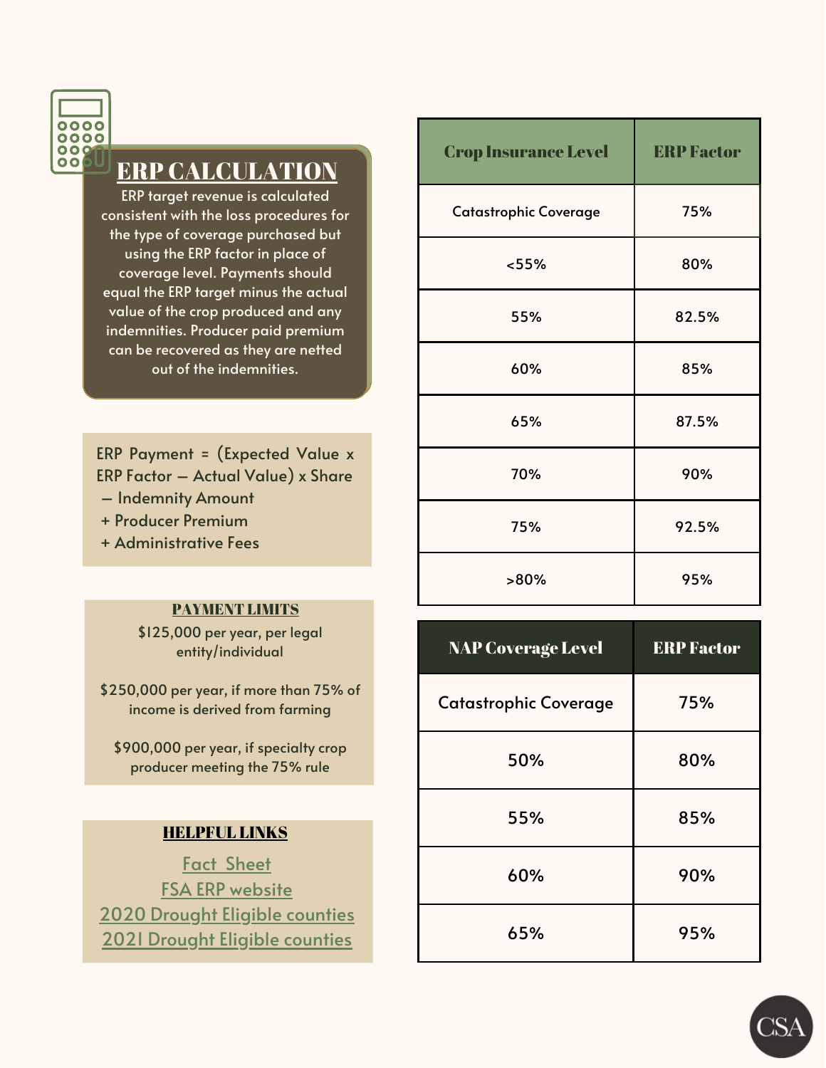## ERP CALCULATION

ERP target revenue is calculated consistent with the loss procedures for the type of coverage purchased but using the ERP factor in place of coverage level. Payments should equal the ERP target minus the actual value of the crop produced and any indemnities. Producer paid premium can be recovered as they are netted out of the indemnities.

ERP Payment = (Expected Value x ERP Factor – Actual Value) x Share
– Indemnity Amount
+ Producer Premium
+ Administrative Fees

### PAYMENT LIMITS

$125,000 per year, per legal entity/individual

$250,000 per year, if more than 75% of income is derived from farming

$900,000 per year, if specialty crop producer meeting the 75% rule

### HELPFUL LINKS

Fact Sheet
FSA ERP website
2020 Drought Eligible counties
2021 Drought Eligible counties

| Crop Insurance Level | ERP Factor |
| --- | --- |
| Catastrophic Coverage | 75% |
| <55% | 80% |
| 55% | 82.5% |
| 60% | 85% |
| 65% | 87.5% |
| 70% | 90% |
| 75% | 92.5% |
| >80% | 95% |

| NAP Coverage Level | ERP Factor |
| --- | --- |
| Catastrophic Coverage | 75% |
| 50% | 80% |
| 55% | 85% |
| 60% | 90% |
| 65% | 95% |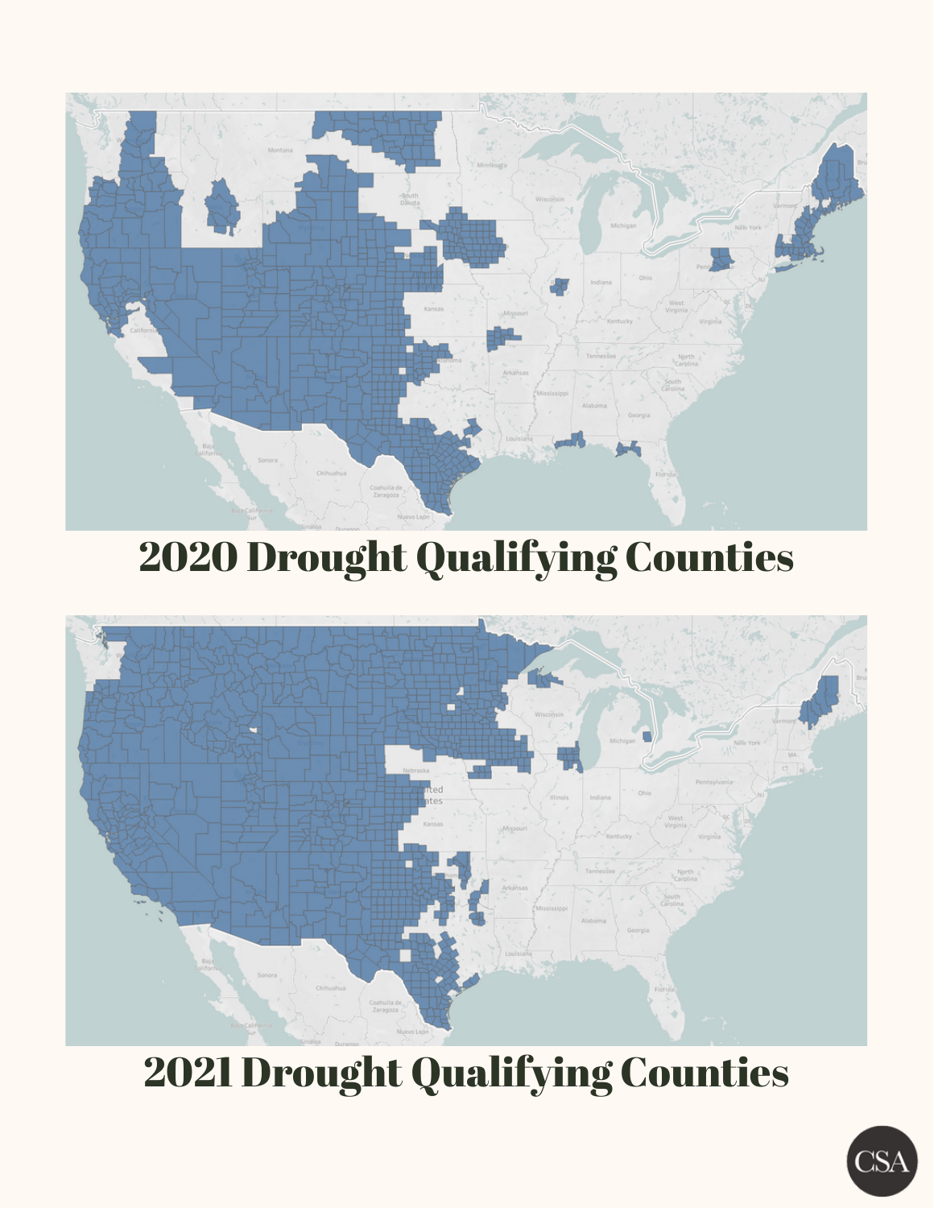## 2020 Drought Qualifying Counties

## 2021 Drought Qualifying Counties